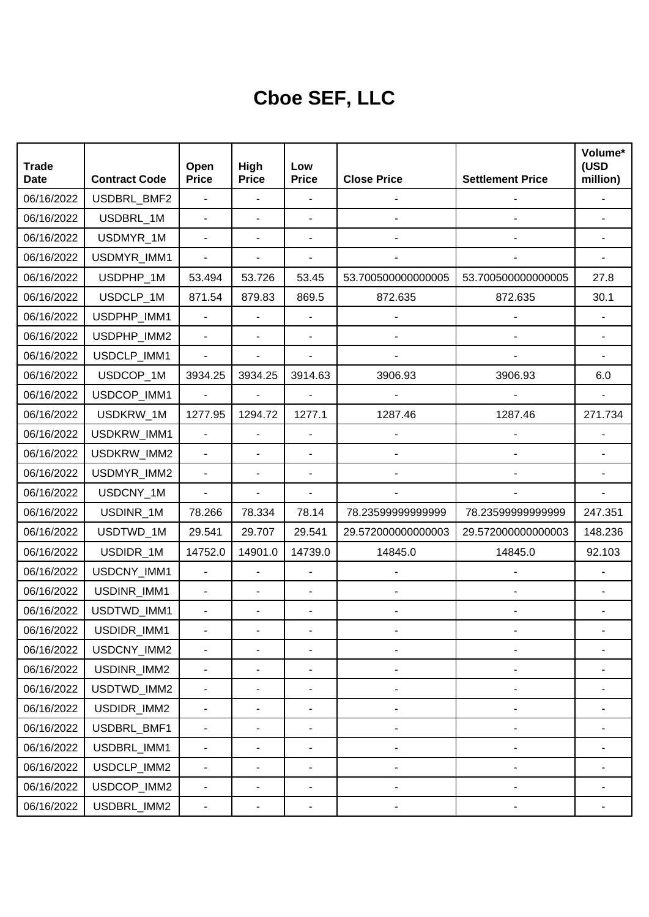# Cboe SEF, LLC

| Trade Date | Contract Code | Open Price | High Price | Low Price | Close Price | Settlement Price | Volume* (USD million) |
|---|---|---|---|---|---|---|---|
| 06/16/2022 | USDBRL_BMF2 | - | - | - | - | - | - |
| 06/16/2022 | USDBRL_1M | - | - | - | - | - | - |
| 06/16/2022 | USDMYR_1M | - | - | - | - | - | - |
| 06/16/2022 | USDMYR_IMM1 | - | - | - | - | - | - |
| 06/16/2022 | USDPHP_1M | 53.494 | 53.726 | 53.45 | 53.700500000000005 | 53.700500000000005 | 27.8 |
| 06/16/2022 | USDCLP_1M | 871.54 | 879.83 | 869.5 | 872.635 | 872.635 | 30.1 |
| 06/16/2022 | USDPHP_IMM1 | - | - | - | - | - | - |
| 06/16/2022 | USDPHP_IMM2 | - | - | - | - | - | - |
| 06/16/2022 | USDCLP_IMM1 | - | - | - | - | - | - |
| 06/16/2022 | USDCOP_1M | 3934.25 | 3934.25 | 3914.63 | 3906.93 | 3906.93 | 6.0 |
| 06/16/2022 | USDCOP_IMM1 | - | - | - | - | - | - |
| 06/16/2022 | USDKRW_1M | 1277.95 | 1294.72 | 1277.1 | 1287.46 | 1287.46 | 271.734 |
| 06/16/2022 | USDKRW_IMM1 | - | - | - | - | - | - |
| 06/16/2022 | USDKRW_IMM2 | - | - | - | - | - | - |
| 06/16/2022 | USDMYR_IMM2 | - | - | - | - | - | - |
| 06/16/2022 | USDCNY_1M | - | - | - | - | - | - |
| 06/16/2022 | USDINR_1M | 78.266 | 78.334 | 78.14 | 78.23599999999999 | 78.23599999999999 | 247.351 |
| 06/16/2022 | USDTWD_1M | 29.541 | 29.707 | 29.541 | 29.572000000000003 | 29.572000000000003 | 148.236 |
| 06/16/2022 | USDIDR_1M | 14752.0 | 14901.0 | 14739.0 | 14845.0 | 14845.0 | 92.103 |
| 06/16/2022 | USDCNY_IMM1 | - | - | - | - | - | - |
| 06/16/2022 | USDINR_IMM1 | - | - | - | - | - | - |
| 06/16/2022 | USDTWD_IMM1 | - | - | - | - | - | - |
| 06/16/2022 | USDIDR_IMM1 | - | - | - | - | - | - |
| 06/16/2022 | USDCNY_IMM2 | - | - | - | - | - | - |
| 06/16/2022 | USDINR_IMM2 | - | - | - | - | - | - |
| 06/16/2022 | USDTWD_IMM2 | - | - | - | - | - | - |
| 06/16/2022 | USDIDR_IMM2 | - | - | - | - | - | - |
| 06/16/2022 | USDBRL_BMF1 | - | - | - | - | - | - |
| 06/16/2022 | USDBRL_IMM1 | - | - | - | - | - | - |
| 06/16/2022 | USDCLP_IMM2 | - | - | - | - | - | - |
| 06/16/2022 | USDCOP_IMM2 | - | - | - | - | - | - |
| 06/16/2022 | USDBRL_IMM2 | - | - | - | - | - | - |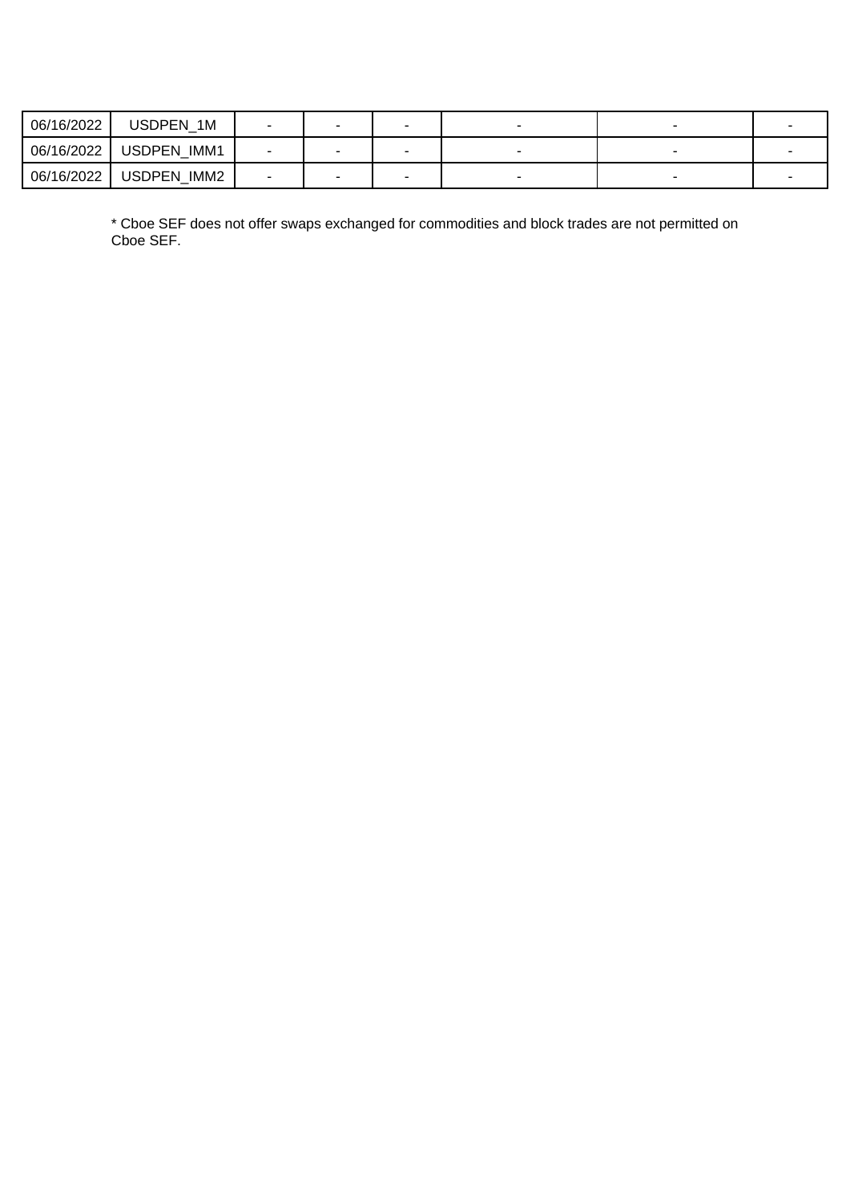| | | | | | | | |
|---|---|---|---|---|---|---|---|
| 06/16/2022 | USDPEN_1M | - | - | - | - | - | - |
| 06/16/2022 | USDPEN_IMM1 | - | - | - | - | - | - |
| 06/16/2022 | USDPEN_IMM2 | - | - | - | - | - | - |

* Cboe SEF does not offer swaps exchanged for commodities and block trades are not permitted on Cboe SEF.